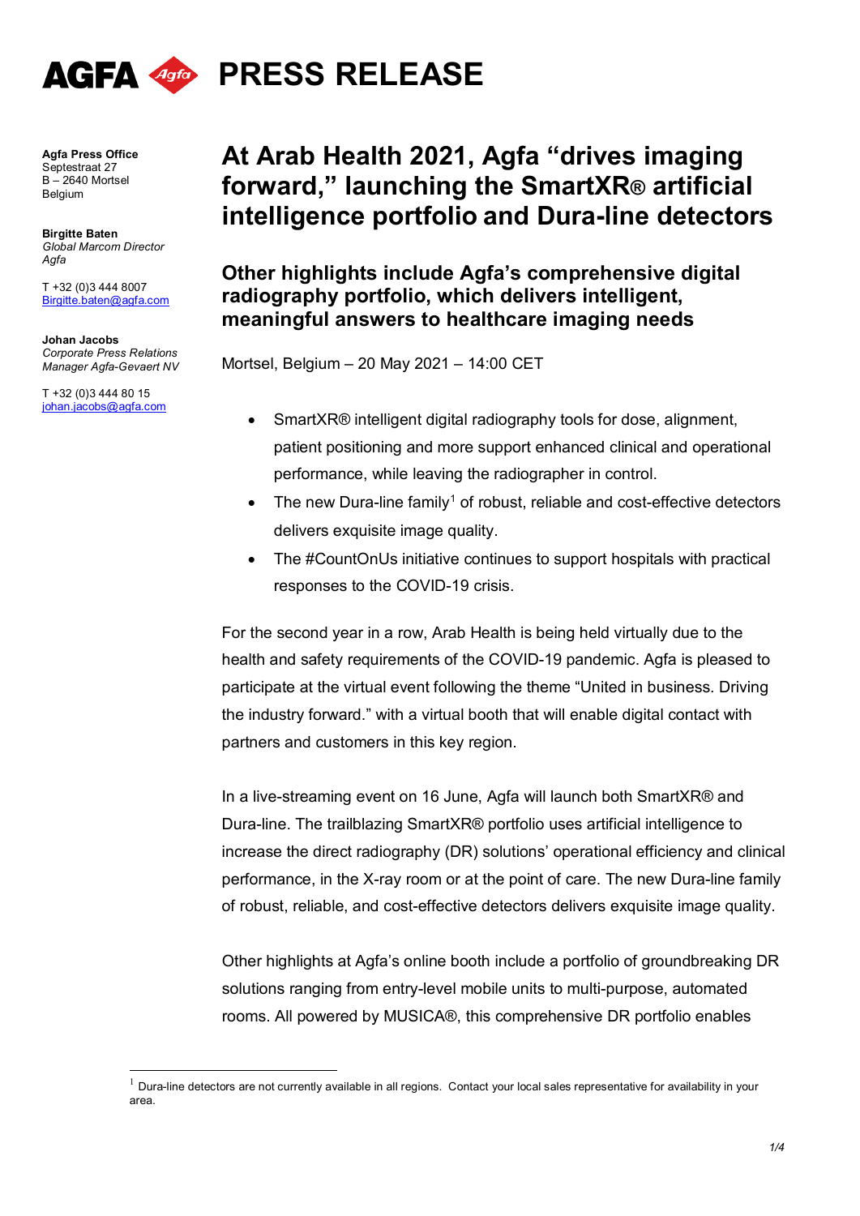# AGFA PRESS RELEASE

**Agfa Press Office**
Septestraat 27
B – 2640 Mortsel
Belgium

**Birgitte Baten**
*Global Marcom Director*
*Agfa*

T +32 (0)3 444 8007
Birgitte.baten@agfa.com

**Johan Jacobs**
*Corporate Press Relations Manager Agfa-Gevaert NV*

T +32 (0)3 444 80 15
johan.jacobs@agfa.com

# At Arab Health 2021, Agfa “drives imaging forward,” launching the SmartXR® artificial intelligence portfolio and Dura-line detectors

## Other highlights include Agfa’s comprehensive digital radiography portfolio, which delivers intelligent, meaningful answers to healthcare imaging needs

Mortsel, Belgium – 20 May 2021 – 14:00 CET

- SmartXR® intelligent digital radiography tools for dose, alignment, patient positioning and more support enhanced clinical and operational performance, while leaving the radiographer in control.
- The new Dura-line family[1] of robust, reliable and cost-effective detectors delivers exquisite image quality.
- The #CountOnUs initiative continues to support hospitals with practical responses to the COVID-19 crisis.

For the second year in a row, Arab Health is being held virtually due to the health and safety requirements of the COVID-19 pandemic. Agfa is pleased to participate at the virtual event following the theme “United in business. Driving the industry forward.” with a virtual booth that will enable digital contact with partners and customers in this key region.

In a live-streaming event on 16 June, Agfa will launch both SmartXR® and Dura-line. The trailblazing SmartXR® portfolio uses artificial intelligence to increase the direct radiography (DR) solutions’ operational efficiency and clinical performance, in the X-ray room or at the point of care. The new Dura-line family of robust, reliable, and cost-effective detectors delivers exquisite image quality.

Other highlights at Agfa’s online booth include a portfolio of groundbreaking DR solutions ranging from entry-level mobile units to multi-purpose, automated rooms. All powered by MUSICA®, this comprehensive DR portfolio enables

[1] Dura-line detectors are not currently available in all regions. Contact your local sales representative for availability in your area.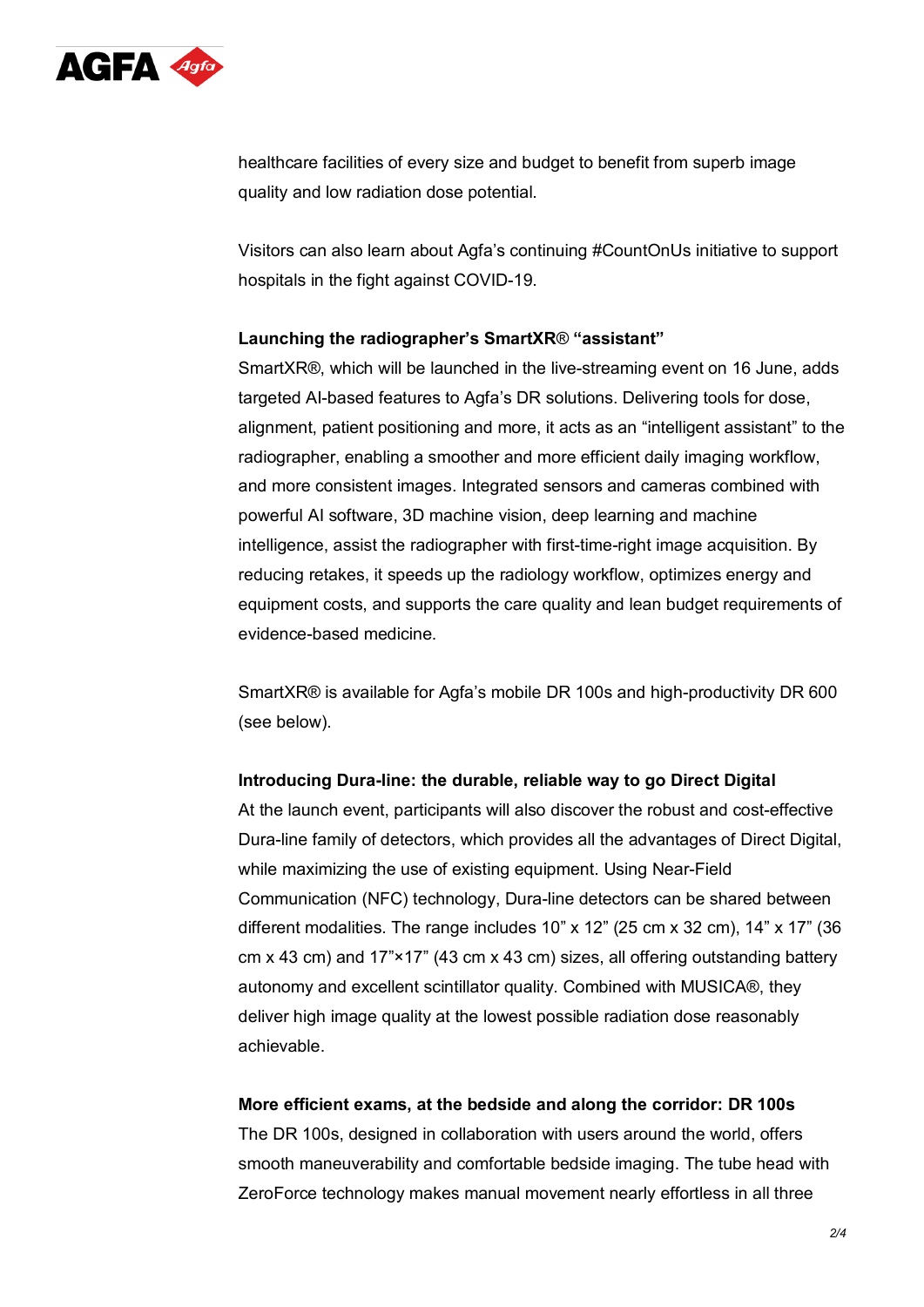healthcare facilities of every size and budget to benefit from superb image quality and low radiation dose potential.

Visitors can also learn about Agfa's continuing #CountOnUs initiative to support hospitals in the fight against COVID-19.

**Launching the radiographer's SmartXR® "assistant"**

SmartXR®, which will be launched in the live-streaming event on 16 June, adds targeted AI-based features to Agfa's DR solutions. Delivering tools for dose, alignment, patient positioning and more, it acts as an "intelligent assistant" to the radiographer, enabling a smoother and more efficient daily imaging workflow, and more consistent images. Integrated sensors and cameras combined with powerful AI software, 3D machine vision, deep learning and machine intelligence, assist the radiographer with first-time-right image acquisition. By reducing retakes, it speeds up the radiology workflow, optimizes energy and equipment costs, and supports the care quality and lean budget requirements of evidence-based medicine.

SmartXR® is available for Agfa's mobile DR 100s and high-productivity DR 600 (see below).

**Introducing Dura-line: the durable, reliable way to go Direct Digital**

At the launch event, participants will also discover the robust and cost-effective Dura-line family of detectors, which provides all the advantages of Direct Digital, while maximizing the use of existing equipment. Using Near-Field Communication (NFC) technology, Dura-line detectors can be shared between different modalities. The range includes 10" x 12" (25 cm x 32 cm), 14" x 17" (36 cm x 43 cm) and 17"×17" (43 cm x 43 cm) sizes, all offering outstanding battery autonomy and excellent scintillator quality. Combined with MUSICA®, they deliver high image quality at the lowest possible radiation dose reasonably achievable.

**More efficient exams, at the bedside and along the corridor: DR 100s**

The DR 100s, designed in collaboration with users around the world, offers smooth maneuverability and comfortable bedside imaging. The tube head with ZeroForce technology makes manual movement nearly effortless in all three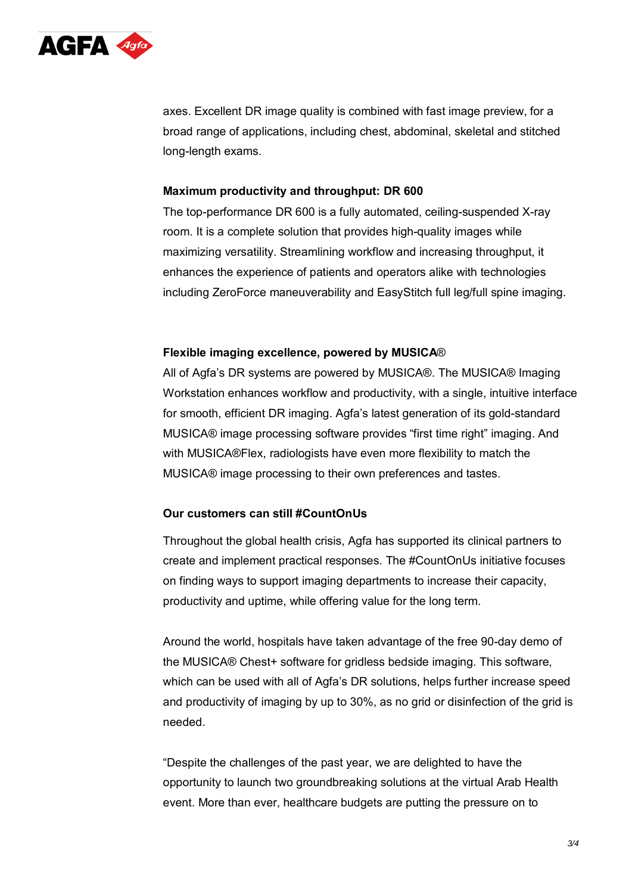axes. Excellent DR image quality is combined with fast image preview, for a broad range of applications, including chest, abdominal, skeletal and stitched long-length exams.

**Maximum productivity and throughput: DR 600**

The top-performance DR 600 is a fully automated, ceiling-suspended X-ray room. It is a complete solution that provides high-quality images while maximizing versatility. Streamlining workflow and increasing throughput, it enhances the experience of patients and operators alike with technologies including ZeroForce maneuverability and EasyStitch full leg/full spine imaging.

**Flexible imaging excellence, powered by MUSICA®**

All of Agfa's DR systems are powered by MUSICA®. The MUSICA® Imaging Workstation enhances workflow and productivity, with a single, intuitive interface for smooth, efficient DR imaging. Agfa's latest generation of its gold-standard MUSICA® image processing software provides "first time right" imaging. And with MUSICA®Flex, radiologists have even more flexibility to match the MUSICA® image processing to their own preferences and tastes.

**Our customers can still #CountOnUs**

Throughout the global health crisis, Agfa has supported its clinical partners to create and implement practical responses. The #CountOnUs initiative focuses on finding ways to support imaging departments to increase their capacity, productivity and uptime, while offering value for the long term.

Around the world, hospitals have taken advantage of the free 90-day demo of the MUSICA® Chest+ software for gridless bedside imaging. This software, which can be used with all of Agfa's DR solutions, helps further increase speed and productivity of imaging by up to 30%, as no grid or disinfection of the grid is needed.

"Despite the challenges of the past year, we are delighted to have the opportunity to launch two groundbreaking solutions at the virtual Arab Health event. More than ever, healthcare budgets are putting the pressure on to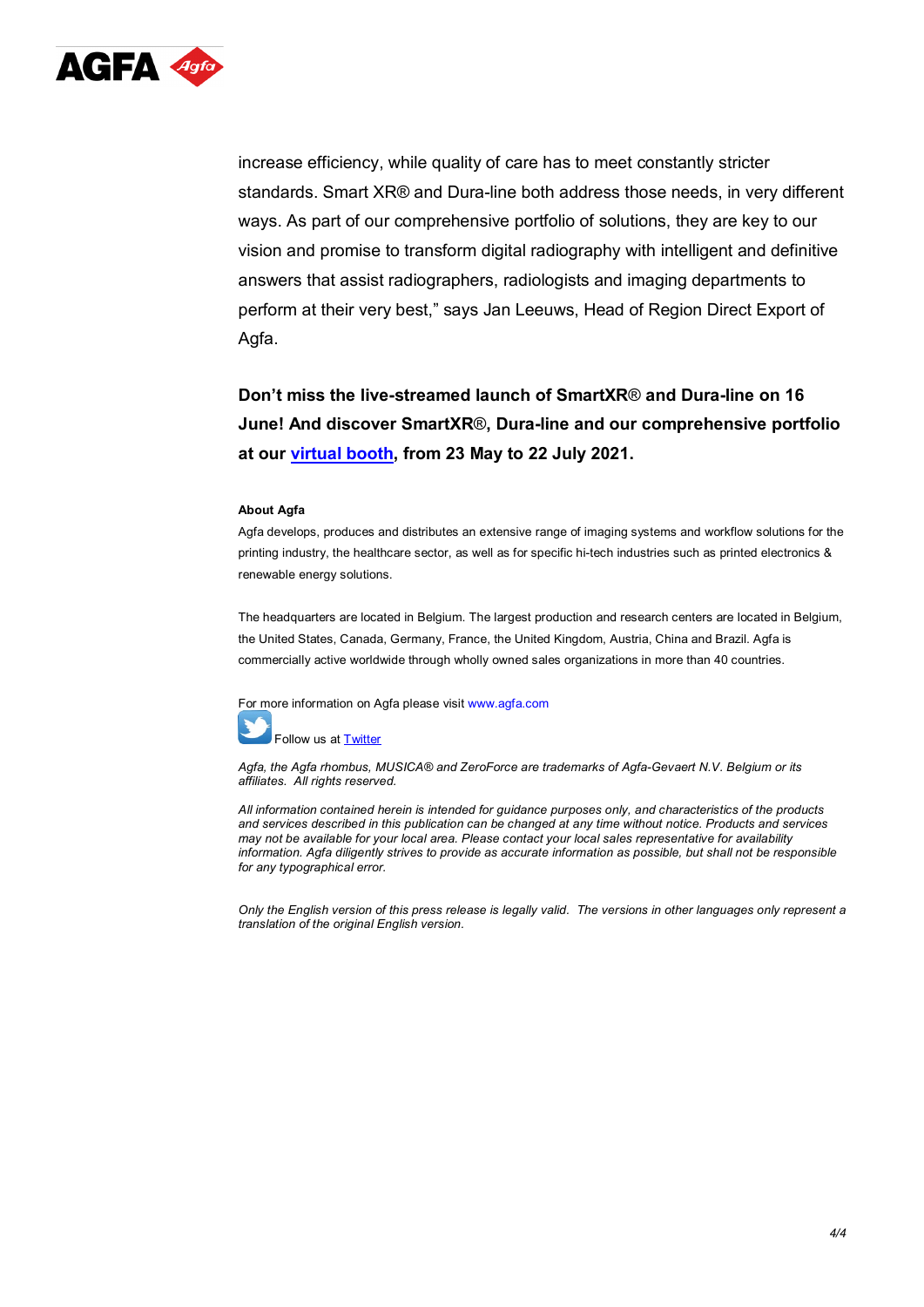increase efficiency, while quality of care has to meet constantly stricter standards. Smart XR® and Dura-line both address those needs, in very different ways. As part of our comprehensive portfolio of solutions, they are key to our vision and promise to transform digital radiography with intelligent and definitive answers that assist radiographers, radiologists and imaging departments to perform at their very best," says Jan Leeuws, Head of Region Direct Export of Agfa.

**Don't miss the live-streamed launch of SmartXR® and Dura-line on 16 June! And discover SmartXR®, Dura-line and our comprehensive portfolio at our virtual booth, from 23 May to 22 July 2021.**

**About Agfa**

Agfa develops, produces and distributes an extensive range of imaging systems and workflow solutions for the printing industry, the healthcare sector, as well as for specific hi-tech industries such as printed electronics & renewable energy solutions.

The headquarters are located in Belgium. The largest production and research centers are located in Belgium, the United States, Canada, Germany, France, the United Kingdom, Austria, China and Brazil. Agfa is commercially active worldwide through wholly owned sales organizations in more than 40 countries.

For more information on Agfa please visit www.agfa.com

Follow us at Twitter

*Agfa, the Agfa rhombus, MUSICA® and ZeroForce are trademarks of Agfa-Gevaert N.V. Belgium or its affiliates. All rights reserved.*

*All information contained herein is intended for guidance purposes only, and characteristics of the products and services described in this publication can be changed at any time without notice. Products and services may not be available for your local area. Please contact your local sales representative for availability information. Agfa diligently strives to provide as accurate information as possible, but shall not be responsible for any typographical error.*

*Only the English version of this press release is legally valid. The versions in other languages only represent a translation of the original English version.*